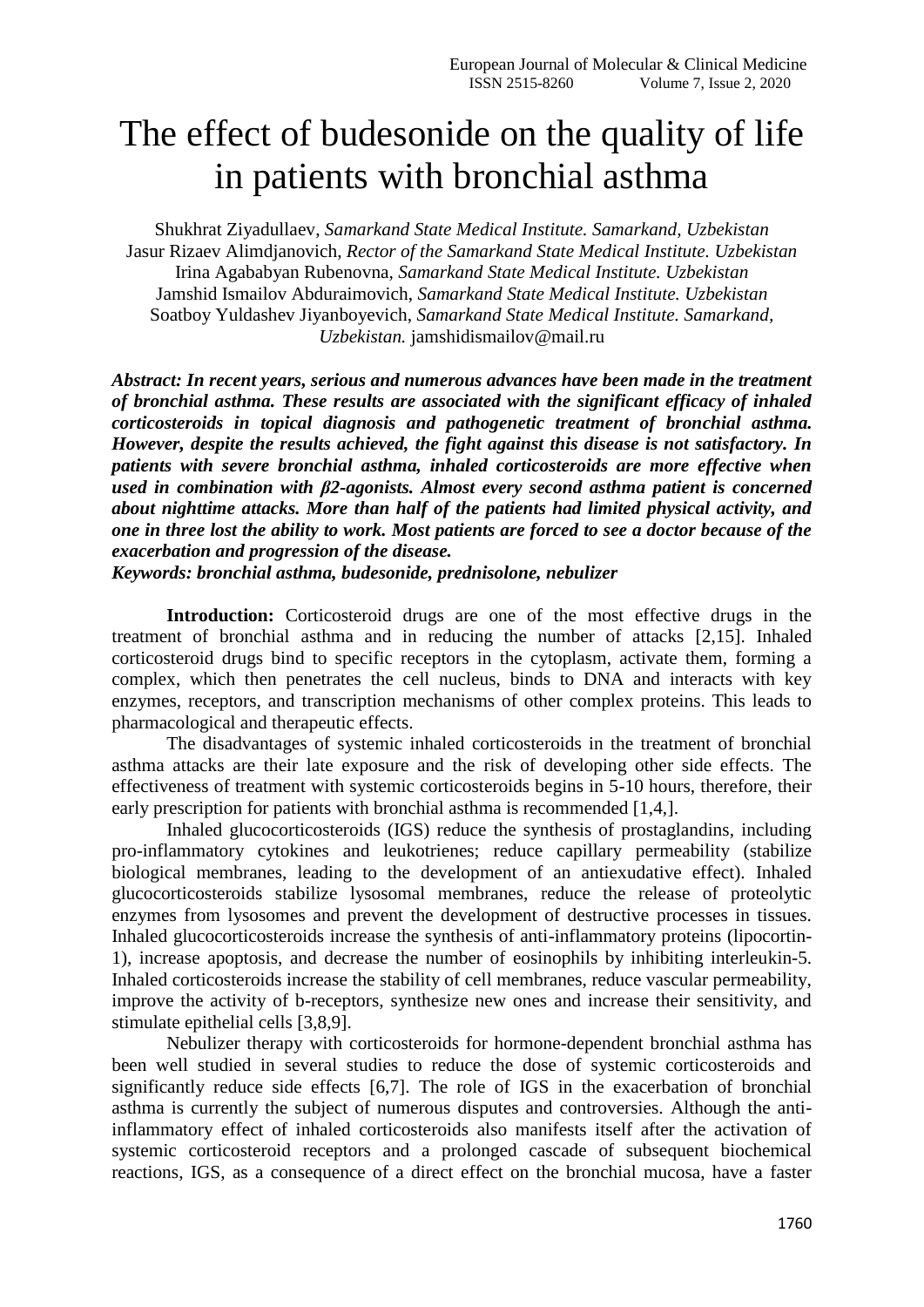# The effect of budesonide on the quality of life in patients with bronchial asthma

Shukhrat Ziyadullaev, *Samarkand State Medical Institute. Samarkand, Uzbekistan*
Jasur Rizaev Alimdjanovich, *Rector of the Samarkand State Medical Institute. Uzbekistan*
Irina Agababyan Rubenovna, *Samarkand State Medical Institute. Uzbekistan*
Jamshid Ismailov Abduraimovich, *Samarkand State Medical Institute. Uzbekistan*
Soatboy Yuldashev Jiyanboyevich, *Samarkand State Medical Institute. Samarkand, Uzbekistan.* jamshidismailov@mail.ru

***Abstract: In recent years, serious and numerous advances have been made in the treatment of bronchial asthma. These results are associated with the significant efficacy of inhaled corticosteroids in topical diagnosis and pathogenetic treatment of bronchial asthma. However, despite the results achieved, the fight against this disease is not satisfactory. In patients with severe bronchial asthma, inhaled corticosteroids are more effective when used in combination with β2-agonists. Almost every second asthma patient is concerned about nighttime attacks. More than half of the patients had limited physical activity, and one in three lost the ability to work. Most patients are forced to see a doctor because of the exacerbation and progression of the disease.***

***Keywords: bronchial asthma, budesonide, prednisolone, nebulizer***

**Introduction:** Corticosteroid drugs are one of the most effective drugs in the treatment of bronchial asthma and in reducing the number of attacks [2,15]. Inhaled corticosteroid drugs bind to specific receptors in the cytoplasm, activate them, forming a complex, which then penetrates the cell nucleus, binds to DNA and interacts with key enzymes, receptors, and transcription mechanisms of other complex proteins. This leads to pharmacological and therapeutic effects.

The disadvantages of systemic inhaled corticosteroids in the treatment of bronchial asthma attacks are their late exposure and the risk of developing other side effects. The effectiveness of treatment with systemic corticosteroids begins in 5-10 hours, therefore, their early prescription for patients with bronchial asthma is recommended [1,4,].

Inhaled glucocorticosteroids (IGS) reduce the synthesis of prostaglandins, including pro-inflammatory cytokines and leukotrienes; reduce capillary permeability (stabilize biological membranes, leading to the development of an antiexudative effect). Inhaled glucocorticosteroids stabilize lysosomal membranes, reduce the release of proteolytic enzymes from lysosomes and prevent the development of destructive processes in tissues. Inhaled glucocorticosteroids increase the synthesis of anti-inflammatory proteins (lipocortin-1), increase apoptosis, and decrease the number of eosinophils by inhibiting interleukin-5. Inhaled corticosteroids increase the stability of cell membranes, reduce vascular permeability, improve the activity of b-receptors, synthesize new ones and increase their sensitivity, and stimulate epithelial cells [3,8,9].

Nebulizer therapy with corticosteroids for hormone-dependent bronchial asthma has been well studied in several studies to reduce the dose of systemic corticosteroids and significantly reduce side effects [6,7]. The role of IGS in the exacerbation of bronchial asthma is currently the subject of numerous disputes and controversies. Although the anti-inflammatory effect of inhaled corticosteroids also manifests itself after the activation of systemic corticosteroid receptors and a prolonged cascade of subsequent biochemical reactions, IGS, as a consequence of a direct effect on the bronchial mucosa, have a faster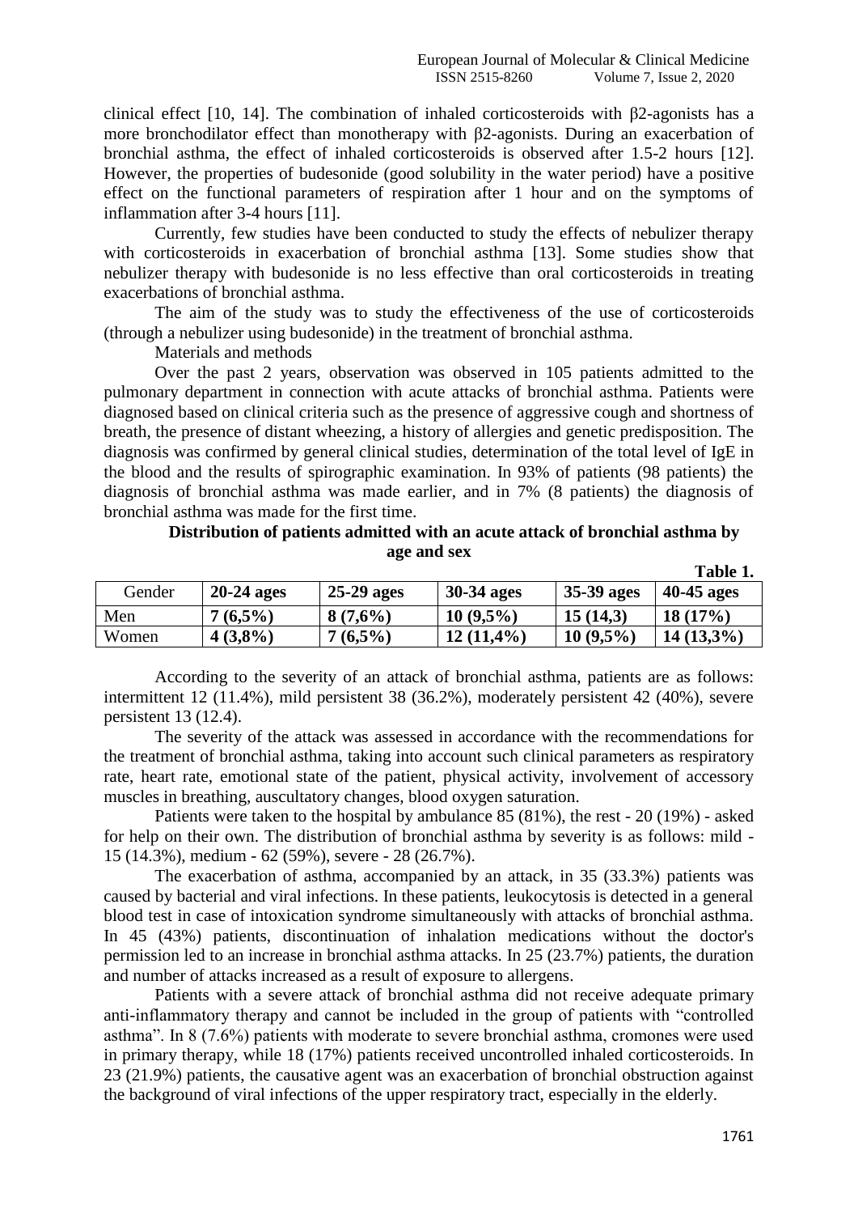clinical effect [10, 14]. The combination of inhaled corticosteroids with β2-agonists has a more bronchodilator effect than monotherapy with β2-agonists. During an exacerbation of bronchial asthma, the effect of inhaled corticosteroids is observed after 1.5-2 hours [12]. However, the properties of budesonide (good solubility in the water period) have a positive effect on the functional parameters of respiration after 1 hour and on the symptoms of inflammation after 3-4 hours [11].

Currently, few studies have been conducted to study the effects of nebulizer therapy with corticosteroids in exacerbation of bronchial asthma [13]. Some studies show that nebulizer therapy with budesonide is no less effective than oral corticosteroids in treating exacerbations of bronchial asthma.

The aim of the study was to study the effectiveness of the use of corticosteroids (through a nebulizer using budesonide) in the treatment of bronchial asthma.

Materials and methods

Over the past 2 years, observation was observed in 105 patients admitted to the pulmonary department in connection with acute attacks of bronchial asthma. Patients were diagnosed based on clinical criteria such as the presence of aggressive cough and shortness of breath, the presence of distant wheezing, a history of allergies and genetic predisposition. The diagnosis was confirmed by general clinical studies, determination of the total level of IgE in the blood and the results of spirographic examination. In 93% of patients (98 patients) the diagnosis of bronchial asthma was made earlier, and in 7% (8 patients) the diagnosis of bronchial asthma was made for the first time.

**Distribution of patients admitted with an acute attack of bronchial asthma by age and sex**

**Table 1.**

| Gender | **20-24 ages** | **25-29 ages** | **30-34 ages** | **35-39 ages** | **40-45 ages** |
|---|---|---|---|---|---|
| Men | **7 (6,5%)** | **8 (7,6%)** | **10 (9,5%)** | **15 (14,3)** | **18 (17%)** |
| Women | **4 (3,8%)** | **7 (6,5%)** | **12 (11,4%)** | **10 (9,5%)** | **14 (13,3%)** |

According to the severity of an attack of bronchial asthma, patients are as follows: intermittent 12 (11.4%), mild persistent 38 (36.2%), moderately persistent 42 (40%), severe persistent 13 (12.4).

The severity of the attack was assessed in accordance with the recommendations for the treatment of bronchial asthma, taking into account such clinical parameters as respiratory rate, heart rate, emotional state of the patient, physical activity, involvement of accessory muscles in breathing, auscultatory changes, blood oxygen saturation.

Patients were taken to the hospital by ambulance 85 (81%), the rest - 20 (19%) - asked for help on their own. The distribution of bronchial asthma by severity is as follows: mild - 15 (14.3%), medium - 62 (59%), severe - 28 (26.7%).

The exacerbation of asthma, accompanied by an attack, in 35 (33.3%) patients was caused by bacterial and viral infections. In these patients, leukocytosis is detected in a general blood test in case of intoxication syndrome simultaneously with attacks of bronchial asthma. In 45 (43%) patients, discontinuation of inhalation medications without the doctor's permission led to an increase in bronchial asthma attacks. In 25 (23.7%) patients, the duration and number of attacks increased as a result of exposure to allergens.

Patients with a severe attack of bronchial asthma did not receive adequate primary anti-inflammatory therapy and cannot be included in the group of patients with "controlled asthma". In 8 (7.6%) patients with moderate to severe bronchial asthma, cromones were used in primary therapy, while 18 (17%) patients received uncontrolled inhaled corticosteroids. In 23 (21.9%) patients, the causative agent was an exacerbation of bronchial obstruction against the background of viral infections of the upper respiratory tract, especially in the elderly.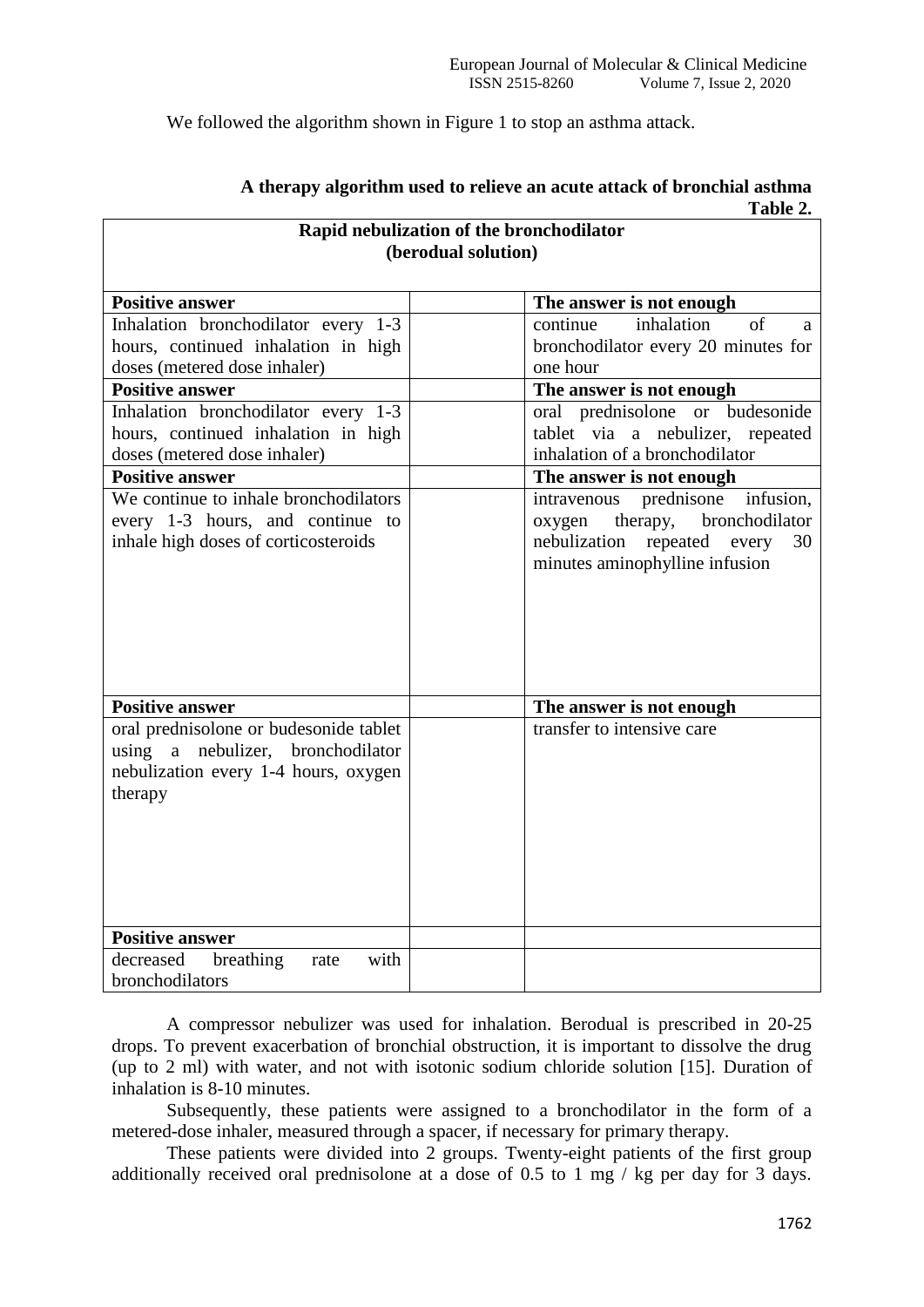We followed the algorithm shown in Figure 1 to stop an asthma attack.

**A therapy algorithm used to relieve an acute attack of bronchial asthma**

**Table 2.**

| **Rapid nebulization of the bronchodilator (berodual solution)** | | |
|---|---|---|
| **Positive answer** | | **The answer is not enough** |
| Inhalation bronchodilator every 1-3 hours, continued inhalation in high doses (metered dose inhaler) | | continue inhalation of a bronchodilator every 20 minutes for one hour |
| **Positive answer** | | **The answer is not enough** |
| Inhalation bronchodilator every 1-3 hours, continued inhalation in high doses (metered dose inhaler) | | oral prednisolone or budesonide tablet via a nebulizer, repeated inhalation of a bronchodilator |
| **Positive answer** | | **The answer is not enough** |
| We continue to inhale bronchodilators every 1-3 hours, and continue to inhale high doses of corticosteroids | | intravenous prednisone infusion, oxygen therapy, bronchodilator nebulization repeated every 30 minutes aminophylline infusion |
| **Positive answer** | | **The answer is not enough** |
| oral prednisolone or budesonide tablet using a nebulizer, bronchodilator nebulization every 1-4 hours, oxygen therapy | | transfer to intensive care |
| **Positive answer** | | |
| decreased breathing rate with bronchodilators | | |

A compressor nebulizer was used for inhalation. Berodual is prescribed in 20-25 drops. To prevent exacerbation of bronchial obstruction, it is important to dissolve the drug (up to 2 ml) with water, and not with isotonic sodium chloride solution [15]. Duration of inhalation is 8-10 minutes.

Subsequently, these patients were assigned to a bronchodilator in the form of a metered-dose inhaler, measured through a spacer, if necessary for primary therapy.

These patients were divided into 2 groups. Twenty-eight patients of the first group additionally received oral prednisolone at a dose of 0.5 to 1 mg / kg per day for 3 days.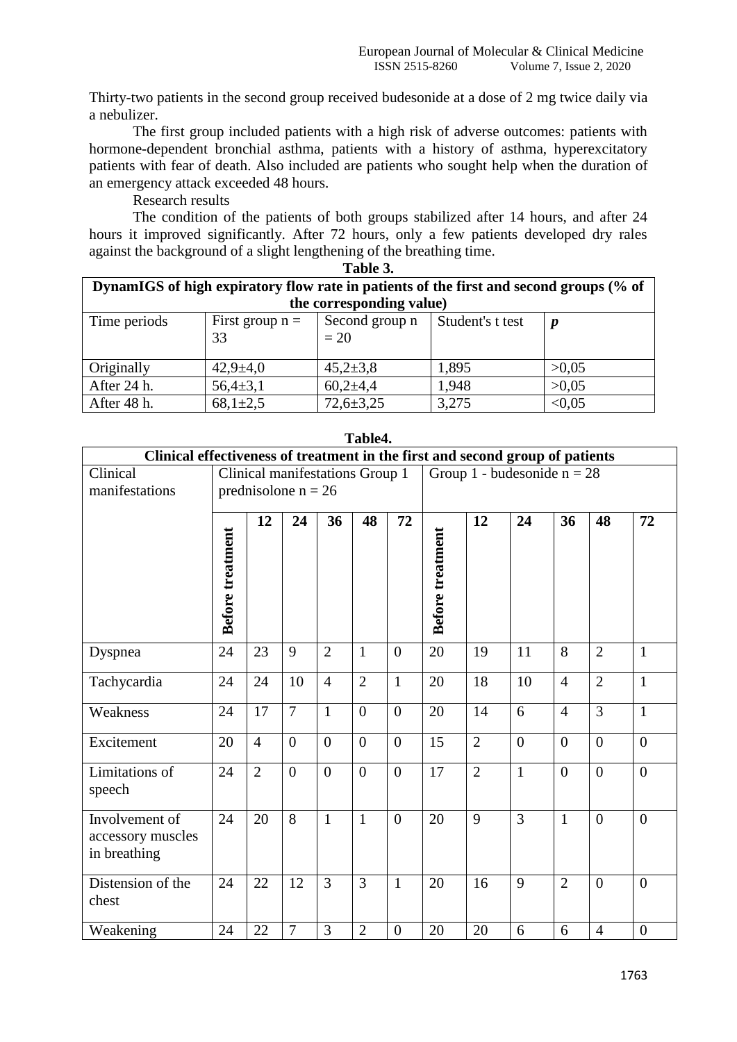Thirty-two patients in the second group received budesonide at a dose of 2 mg twice daily via a nebulizer.

The first group included patients with a high risk of adverse outcomes: patients with hormone-dependent bronchial asthma, patients with a history of asthma, hyperexcitatory patients with fear of death. Also included are patients who sought help when the duration of an emergency attack exceeded 48 hours.

Research results

The condition of the patients of both groups stabilized after 14 hours, and after 24 hours it improved significantly. After 72 hours, only a few patients developed dry rales against the background of a slight lengthening of the breathing time.

**Table 3.**

**DynamIGS of high expiratory flow rate in patients of the first and second groups (% of the corresponding value)**

| Time periods | First group n = 33 | Second group n = 20 | Student's t test | *p* |
|---|---|---|---|---|
| Originally | 42,9±4,0 | 45,2±3,8 | 1,895 | >0,05 |
| After 24 h. | 56,4±3,1 | 60,2±4,4 | 1,948 | >0,05 |
| After 48 h. | 68,1±2,5 | 72,6±3,25 | 3,275 | <0,05 |

**Table4.**

**Clinical effectiveness of treatment in the first and second group of patients**

| Clinical manifestations | Clinical manifestations Group 1 prednisolone n = 26 | | | | | | Group 1 - budesonide n = 28 | | | | | |
|---|---|---|---|---|---|---|---|---|---|---|---|---|
| | **Before treatment** | **12** | **24** | **36** | **48** | **72** | **Before treatment** | **12** | **24** | **36** | **48** | **72** |
| Dyspnea | 24 | 23 | 9 | 2 | 1 | 0 | 20 | 19 | 11 | 8 | 2 | 1 |
| Tachycardia | 24 | 24 | 10 | 4 | 2 | 1 | 20 | 18 | 10 | 4 | 2 | 1 |
| Weakness | 24 | 17 | 7 | 1 | 0 | 0 | 20 | 14 | 6 | 4 | 3 | 1 |
| Excitement | 20 | 4 | 0 | 0 | 0 | 0 | 15 | 2 | 0 | 0 | 0 | 0 |
| Limitations of speech | 24 | 2 | 0 | 0 | 0 | 0 | 17 | 2 | 1 | 0 | 0 | 0 |
| Involvement of accessory muscles in breathing | 24 | 20 | 8 | 1 | 1 | 0 | 20 | 9 | 3 | 1 | 0 | 0 |
| Distension of the chest | 24 | 22 | 12 | 3 | 3 | 1 | 20 | 16 | 9 | 2 | 0 | 0 |
| Weakening | 24 | 22 | 7 | 3 | 2 | 0 | 20 | 20 | 6 | 6 | 4 | 0 |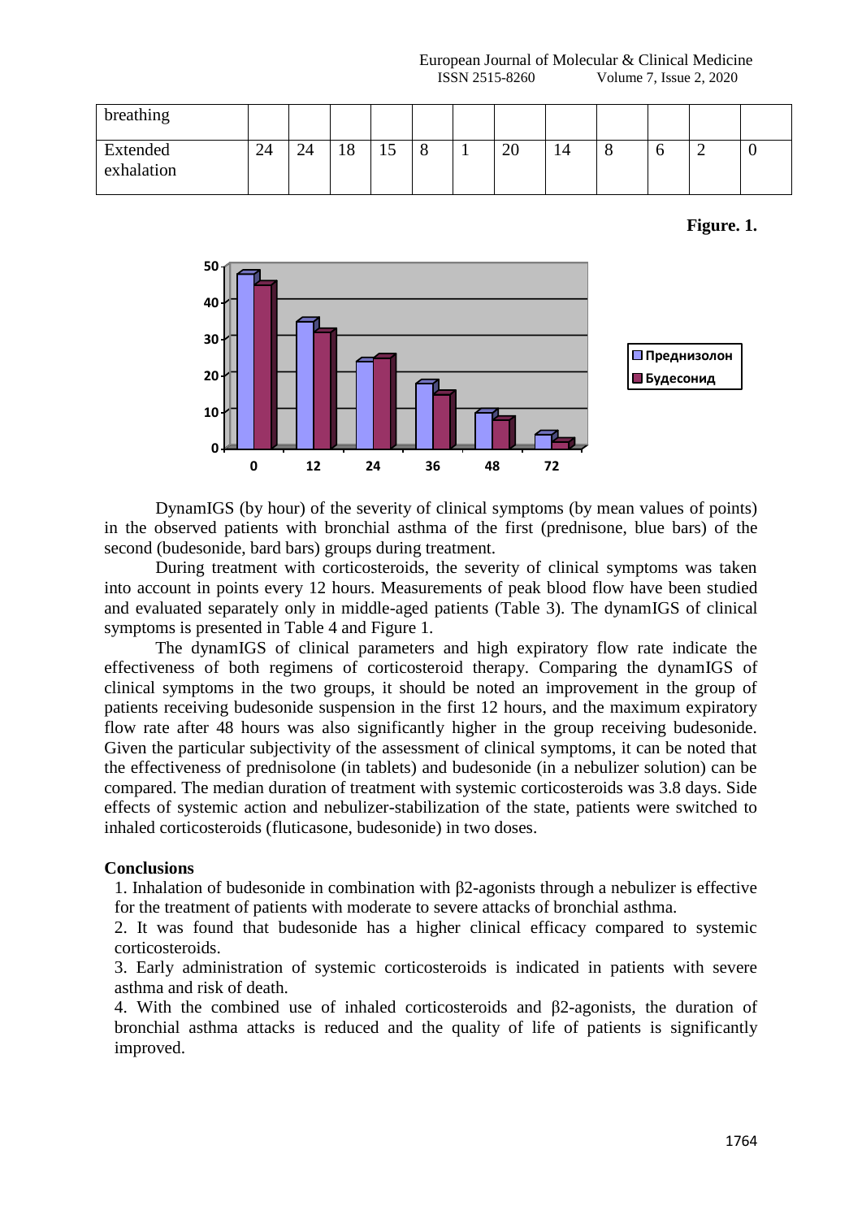| breathing | | | | | | | | | | | | |
|---|---|---|---|---|---|---|---|---|---|---|---|---|
| Extended exhalation | 24 | 24 | 18 | 15 | 8 | 1 | 20 | 14 | 8 | 6 | 2 | 0 |

**Figure. 1.**

DynamIGS (by hour) of the severity of clinical symptoms (by mean values of points) in the observed patients with bronchial asthma of the first (prednisone, blue bars) of the second (budesonide, bard bars) groups during treatment.

During treatment with corticosteroids, the severity of clinical symptoms was taken into account in points every 12 hours. Measurements of peak blood flow have been studied and evaluated separately only in middle-aged patients (Table 3). The dynamIGS of clinical symptoms is presented in Table 4 and Figure 1.

The dynamIGS of clinical parameters and high expiratory flow rate indicate the effectiveness of both regimens of corticosteroid therapy. Comparing the dynamIGS of clinical symptoms in the two groups, it should be noted an improvement in the group of patients receiving budesonide suspension in the first 12 hours, and the maximum expiratory flow rate after 48 hours was also significantly higher in the group receiving budesonide. Given the particular subjectivity of the assessment of clinical symptoms, it can be noted that the effectiveness of prednisolone (in tablets) and budesonide (in a nebulizer solution) can be compared. The median duration of treatment with systemic corticosteroids was 3.8 days. Side effects of systemic action and nebulizer-stabilization of the state, patients were switched to inhaled corticosteroids (fluticasone, budesonide) in two doses.

**Conclusions**

1. Inhalation of budesonide in combination with β2-agonists through a nebulizer is effective for the treatment of patients with moderate to severe attacks of bronchial asthma.
2. It was found that budesonide has a higher clinical efficacy compared to systemic corticosteroids.
3. Early administration of systemic corticosteroids is indicated in patients with severe asthma and risk of death.
4. With the combined use of inhaled corticosteroids and β2-agonists, the duration of bronchial asthma attacks is reduced and the quality of life of patients is significantly improved.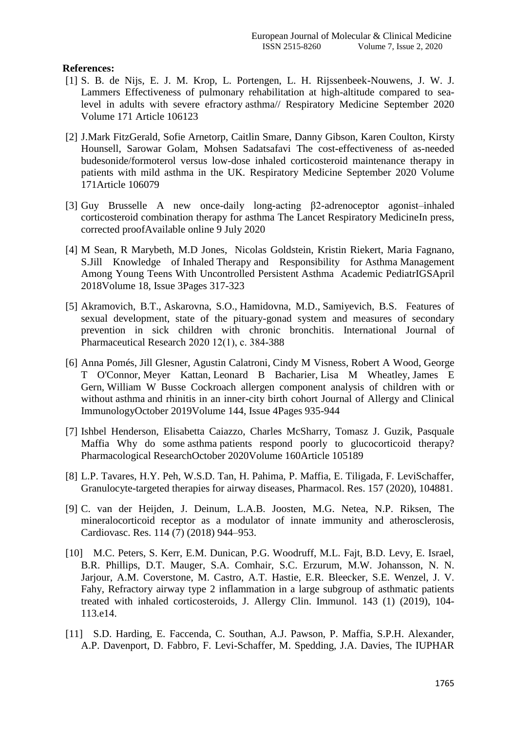**References:**

[1] S. B. de Nijs, E. J. M. Krop, L. Portengen, L. H. Rijssenbeek-Nouwens, J. W. J. Lammers Effectiveness of pulmonary rehabilitation at high-altitude compared to sea-level in adults with severe efractory asthma// Respiratory Medicine September 2020 Volume 171 Article 106123

[2] J.Mark FitzGerald, Sofie Arnetorp, Caitlin Smare, Danny Gibson, Karen Coulton, Kirsty Hounsell, Sarowar Golam, Mohsen Sadatsafavi The cost-effectiveness of as-needed budesonide/formoterol versus low-dose inhaled corticosteroid maintenance therapy in patients with mild asthma in the UK. Respiratory Medicine September 2020 Volume 171Article 106079

[3] Guy Brusselle A new once-daily long-acting β2-adrenoceptor agonist–inhaled corticosteroid combination therapy for asthma The Lancet Respiratory MedicineIn press, corrected proofAvailable online 9 July 2020

[4] M Sean, R Marybeth, M.D Jones, Nicolas Goldstein, Kristin Riekert, Maria Fagnano, S.Jill Knowledge of Inhaled Therapy and Responsibility for Asthma Management Among Young Teens With Uncontrolled Persistent Asthma Academic PediatrIGSApril 2018Volume 18, Issue 3Pages 317-323

[5] Akramovich, B.T., Askarovna, S.O., Hamidovna, M.D., Samiyevich, B.S. Features of sexual development, state of the pituary-gonad system and measures of secondary prevention in sick children with chronic bronchitis. International Journal of Pharmaceutical Research 2020 12(1), c. 384-388

[6] Anna Pomés, Jill Glesner, Agustin Calatroni, Cindy M Visness, Robert A Wood, George T O'Connor, Meyer Kattan, Leonard B Bacharier, Lisa M Wheatley, James E Gern, William W Busse Cockroach allergen component analysis of children with or without asthma and rhinitis in an inner-city birth cohort Journal of Allergy and Clinical ImmunologyOctober 2019Volume 144, Issue 4Pages 935-944

[7] Ishbel Henderson, Elisabetta Caiazzo, Charles McSharry, Tomasz J. Guzik, Pasquale Maffia Why do some asthma patients respond poorly to glucocorticoid therapy? Pharmacological ResearchOctober 2020Volume 160Article 105189

[8] L.P. Tavares, H.Y. Peh, W.S.D. Tan, H. Pahima, P. Maffia, E. Tiligada, F. LeviSchaffer, Granulocyte-targeted therapies for airway diseases, Pharmacol. Res. 157 (2020), 104881.

[9] C. van der Heijden, J. Deinum, L.A.B. Joosten, M.G. Netea, N.P. Riksen, The mineralocorticoid receptor as a modulator of innate immunity and atherosclerosis, Cardiovasc. Res. 114 (7) (2018) 944–953.

[10] M.C. Peters, S. Kerr, E.M. Dunican, P.G. Woodruff, M.L. Fajt, B.D. Levy, E. Israel, B.R. Phillips, D.T. Mauger, S.A. Comhair, S.C. Erzurum, M.W. Johansson, N. N. Jarjour, A.M. Coverstone, M. Castro, A.T. Hastie, E.R. Bleecker, S.E. Wenzel, J. V. Fahy, Refractory airway type 2 inflammation in a large subgroup of asthmatic patients treated with inhaled corticosteroids, J. Allergy Clin. Immunol. 143 (1) (2019), 104-113.e14.

[11] S.D. Harding, E. Faccenda, C. Southan, A.J. Pawson, P. Maffia, S.P.H. Alexander, A.P. Davenport, D. Fabbro, F. Levi-Schaffer, M. Spedding, J.A. Davies, The IUPHAR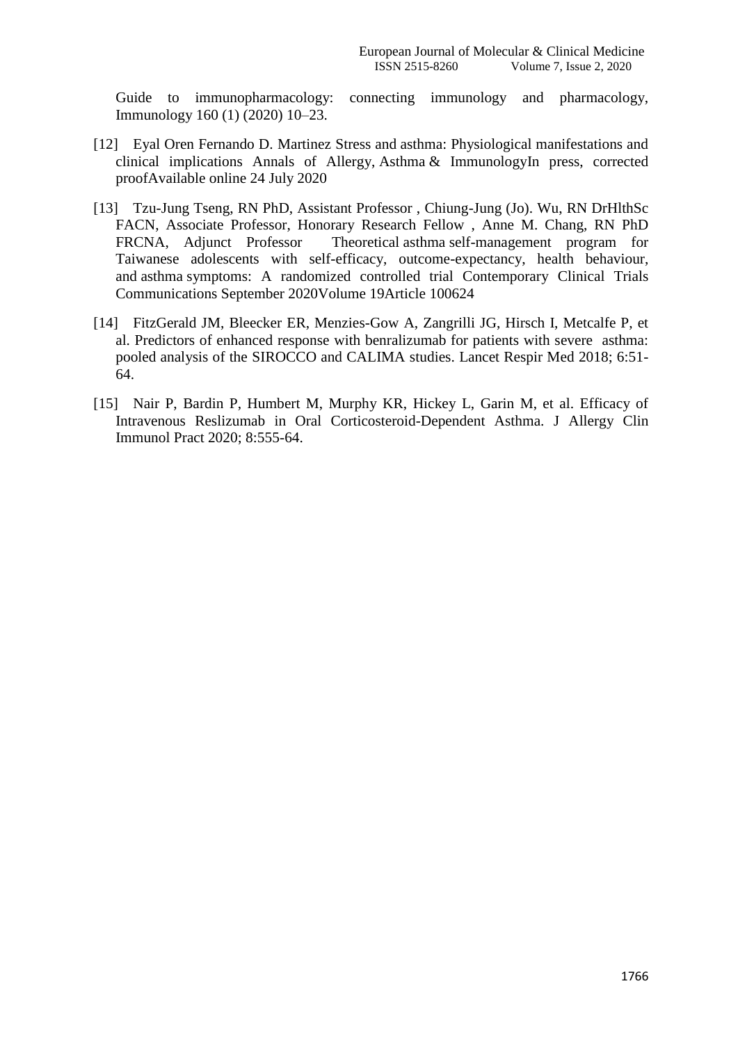Guide to immunopharmacology: connecting immunology and pharmacology, Immunology 160 (1) (2020) 10–23.

[12] Eyal Oren Fernando D. Martinez Stress and asthma: Physiological manifestations and clinical implications Annals of Allergy, Asthma & ImmunologyIn press, corrected proofAvailable online 24 July 2020

[13] Tzu-Jung Tseng, RN PhD, Assistant Professor , Chiung-Jung (Jo). Wu, RN DrHlthSc FACN, Associate Professor, Honorary Research Fellow , Anne M. Chang, RN PhD FRCNA, Adjunct Professor Theoretical asthma self-management program for Taiwanese adolescents with self-efficacy, outcome-expectancy, health behaviour, and asthma symptoms: A randomized controlled trial Contemporary Clinical Trials Communications September 2020Volume 19Article 100624

[14] FitzGerald JM, Bleecker ER, Menzies-Gow A, Zangrilli JG, Hirsch I, Metcalfe P, et al. Predictors of enhanced response with benralizumab for patients with severe asthma: pooled analysis of the SIROCCO and CALIMA studies. Lancet Respir Med 2018; 6:51-64.

[15] Nair P, Bardin P, Humbert M, Murphy KR, Hickey L, Garin M, et al. Efficacy of Intravenous Reslizumab in Oral Corticosteroid-Dependent Asthma. J Allergy Clin Immunol Pract 2020; 8:555-64.